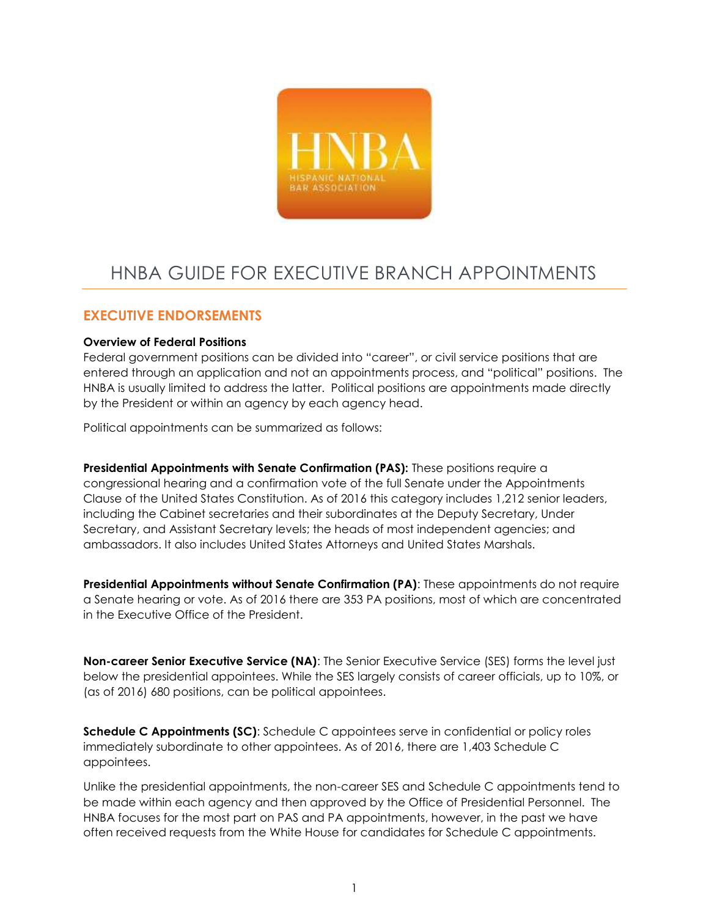# HNBA GUIDE FOR EXECUTIVE BRANCH APPOINTMENTS

## EXECUTIVE ENDORSEMENTS

**Overview of Federal Positions**

Federal government positions can be divided into "career", or civil service positions that are entered through an application and not an appointments process, and "political" positions. The HNBA is usually limited to address the latter. Political positions are appointments made directly by the President or within an agency by each agency head.

Political appointments can be summarized as follows:

**Presidential Appointments with Senate Confirmation (PAS):** These positions require a congressional hearing and a confirmation vote of the full Senate under the Appointments Clause of the United States Constitution. As of 2016 this category includes 1,212 senior leaders, including the Cabinet secretaries and their subordinates at the Deputy Secretary, Under Secretary, and Assistant Secretary levels; the heads of most independent agencies; and ambassadors. It also includes United States Attorneys and United States Marshals.

**Presidential Appointments without Senate Confirmation (PA)**: These appointments do not require a Senate hearing or vote. As of 2016 there are 353 PA positions, most of which are concentrated in the Executive Office of the President.

**Non-career Senior Executive Service (NA)**: The Senior Executive Service (SES) forms the level just below the presidential appointees. While the SES largely consists of career officials, up to 10%, or (as of 2016) 680 positions, can be political appointees.

**Schedule C Appointments (SC)**: Schedule C appointees serve in confidential or policy roles immediately subordinate to other appointees. As of 2016, there are 1,403 Schedule C appointees.

Unlike the presidential appointments, the non-career SES and Schedule C appointments tend to be made within each agency and then approved by the Office of Presidential Personnel. The HNBA focuses for the most part on PAS and PA appointments, however, in the past we have often received requests from the White House for candidates for Schedule C appointments.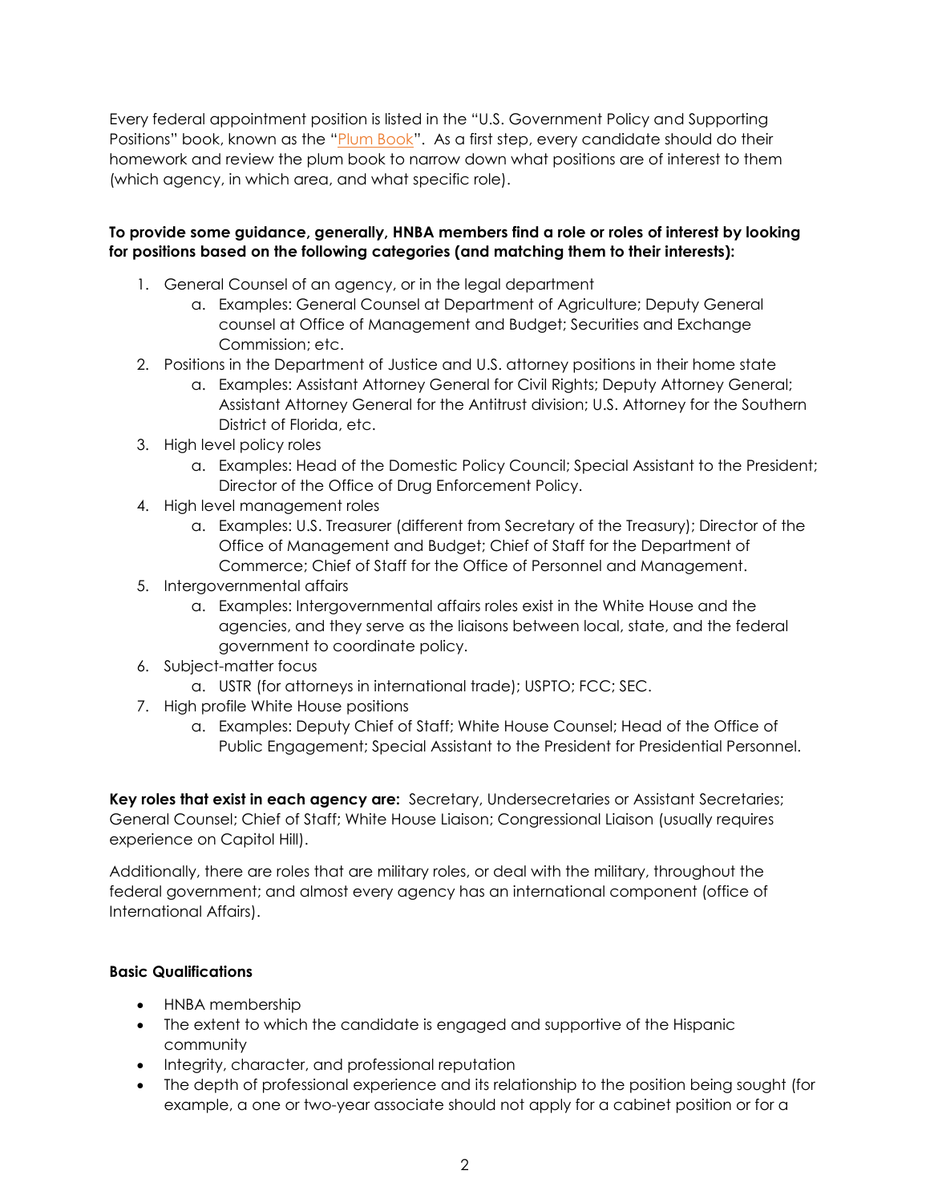Every federal appointment position is listed in the "U.S. Government Policy and Supporting Positions" book, known as the "Plum Book". As a first step, every candidate should do their homework and review the plum book to narrow down what positions are of interest to them (which agency, in which area, and what specific role).

**To provide some guidance, generally, HNBA members find a role or roles of interest by looking for positions based on the following categories (and matching them to their interests):**

1. General Counsel of an agency, or in the legal department
   a. Examples: General Counsel at Department of Agriculture; Deputy General counsel at Office of Management and Budget; Securities and Exchange Commission; etc.
2. Positions in the Department of Justice and U.S. attorney positions in their home state
   a. Examples: Assistant Attorney General for Civil Rights; Deputy Attorney General; Assistant Attorney General for the Antitrust division; U.S. Attorney for the Southern District of Florida, etc.
3. High level policy roles
   a. Examples: Head of the Domestic Policy Council; Special Assistant to the President; Director of the Office of Drug Enforcement Policy.
4. High level management roles
   a. Examples: U.S. Treasurer (different from Secretary of the Treasury); Director of the Office of Management and Budget; Chief of Staff for the Department of Commerce; Chief of Staff for the Office of Personnel and Management.
5. Intergovernmental affairs
   a. Examples: Intergovernmental affairs roles exist in the White House and the agencies, and they serve as the liaisons between local, state, and the federal government to coordinate policy.
6. Subject-matter focus
   a. USTR (for attorneys in international trade); USPTO; FCC; SEC.
7. High profile White House positions
   a. Examples: Deputy Chief of Staff; White House Counsel; Head of the Office of Public Engagement; Special Assistant to the President for Presidential Personnel.

**Key roles that exist in each agency are:** Secretary, Undersecretaries or Assistant Secretaries; General Counsel; Chief of Staff; White House Liaison; Congressional Liaison (usually requires experience on Capitol Hill).

Additionally, there are roles that are military roles, or deal with the military, throughout the federal government; and almost every agency has an international component (office of International Affairs).

**Basic Qualifications**

- HNBA membership
- The extent to which the candidate is engaged and supportive of the Hispanic community
- Integrity, character, and professional reputation
- The depth of professional experience and its relationship to the position being sought (for example, a one or two-year associate should not apply for a cabinet position or for a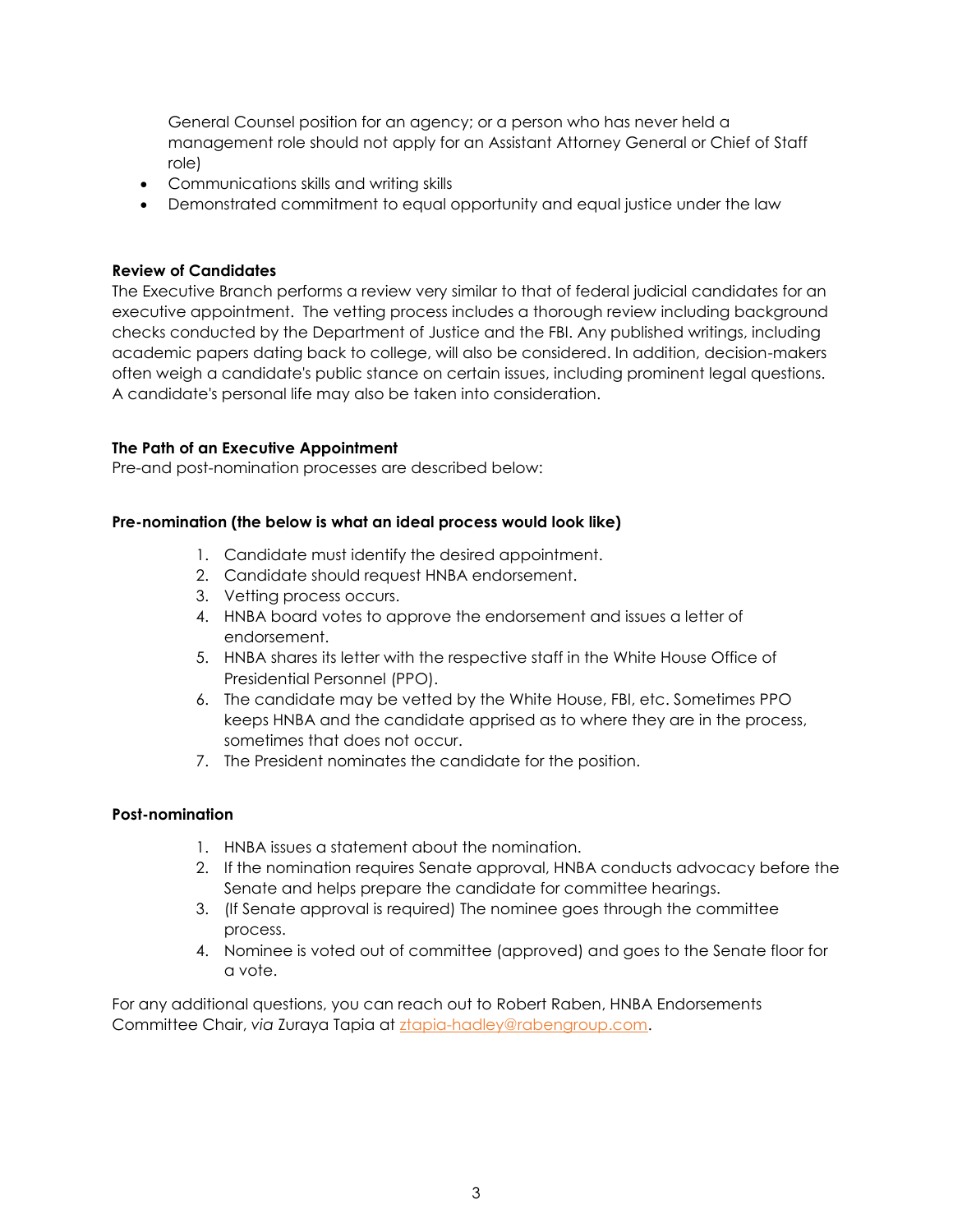General Counsel position for an agency; or a person who has never held a management role should not apply for an Assistant Attorney General or Chief of Staff role)

- Communications skills and writing skills
- Demonstrated commitment to equal opportunity and equal justice under the law

**Review of Candidates**

The Executive Branch performs a review very similar to that of federal judicial candidates for an executive appointment. The vetting process includes a thorough review including background checks conducted by the Department of Justice and the FBI. Any published writings, including academic papers dating back to college, will also be considered. In addition, decision-makers often weigh a candidate's public stance on certain issues, including prominent legal questions. A candidate's personal life may also be taken into consideration.

**The Path of an Executive Appointment**

Pre-and post-nomination processes are described below:

**Pre-nomination (the below is what an ideal process would look like)**

1. Candidate must identify the desired appointment.
2. Candidate should request HNBA endorsement.
3. Vetting process occurs.
4. HNBA board votes to approve the endorsement and issues a letter of endorsement.
5. HNBA shares its letter with the respective staff in the White House Office of Presidential Personnel (PPO).
6. The candidate may be vetted by the White House, FBI, etc. Sometimes PPO keeps HNBA and the candidate apprised as to where they are in the process, sometimes that does not occur.
7. The President nominates the candidate for the position.

**Post-nomination**

1. HNBA issues a statement about the nomination.
2. If the nomination requires Senate approval, HNBA conducts advocacy before the Senate and helps prepare the candidate for committee hearings.
3. (If Senate approval is required) The nominee goes through the committee process.
4. Nominee is voted out of committee (approved) and goes to the Senate floor for a vote.

For any additional questions, you can reach out to Robert Raben, HNBA Endorsements Committee Chair, *via* Zuraya Tapia at ztapia-hadley@rabengroup.com.